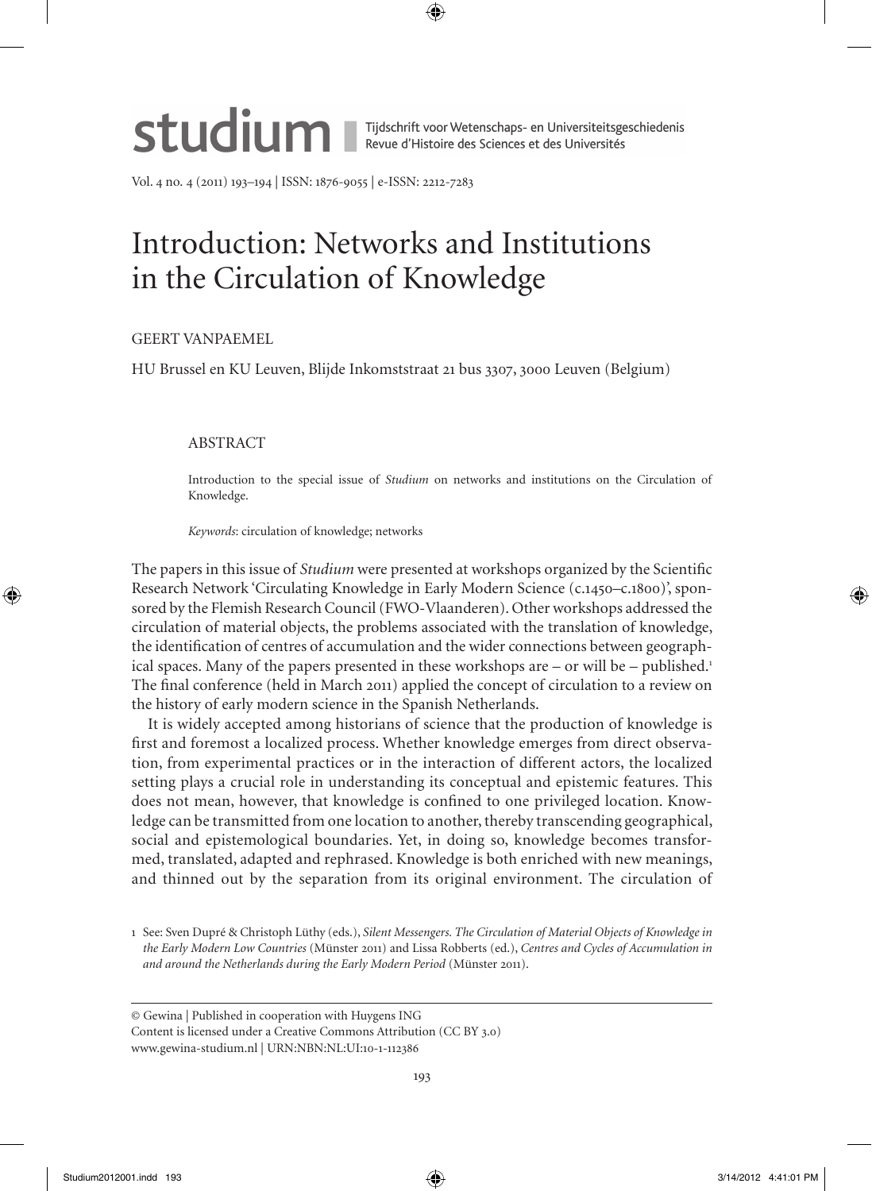# Introduction: Networks and Institutions in the Circulation of Knowledge

GEERT VANPAEMEL

HU Brussel en KU Leuven, Blijde Inkomststraat 21 bus 3307, 3000 Leuven (Belgium)

## ABSTRACT

Introduction to the special issue of *Studium* on networks and institutions on the Circulation of Knowledge.

*Keywords*: circulation of knowledge; networks

The papers in this issue of *Studium* were presented at workshops organized by the Scientific Research Network 'Circulating Knowledge in Early Modern Science (c.1450–c.1800)', sponsored by the Flemish Research Council (FWO-Vlaanderen). Other workshops addressed the circulation of material objects, the problems associated with the translation of knowledge, the identification of centres of accumulation and the wider connections between geographical spaces. Many of the papers presented in these workshops are – or will be – published.[1] The final conference (held in March 2011) applied the concept of circulation to a review on the history of early modern science in the Spanish Netherlands.

It is widely accepted among historians of science that the production of knowledge is first and foremost a localized process. Whether knowledge emerges from direct observation, from experimental practices or in the interaction of different actors, the localized setting plays a crucial role in understanding its conceptual and epistemic features. This does not mean, however, that knowledge is confined to one privileged location. Knowledge can be transmitted from one location to another, thereby transcending geographical, social and epistemological boundaries. Yet, in doing so, knowledge becomes transformed, translated, adapted and rephrased. Knowledge is both enriched with new meanings, and thinned out by the separation from its original environment. The circulation of

[1] See: Sven Dupré & Christoph Lüthy (eds.), *Silent Messengers. The Circulation of Material Objects of Knowledge in the Early Modern Low Countries* (Münster 2011) and Lissa Robberts (ed.), *Centres and Cycles of Accumulation in and around the Netherlands during the Early Modern Period* (Münster 2011).

© Gewina | Published in cooperation with Huygens ING
Content is licensed under a Creative Commons Attribution (CC BY 3.0)
www.gewina-studium.nl | URN:NBN:NL:UI:10-1-112386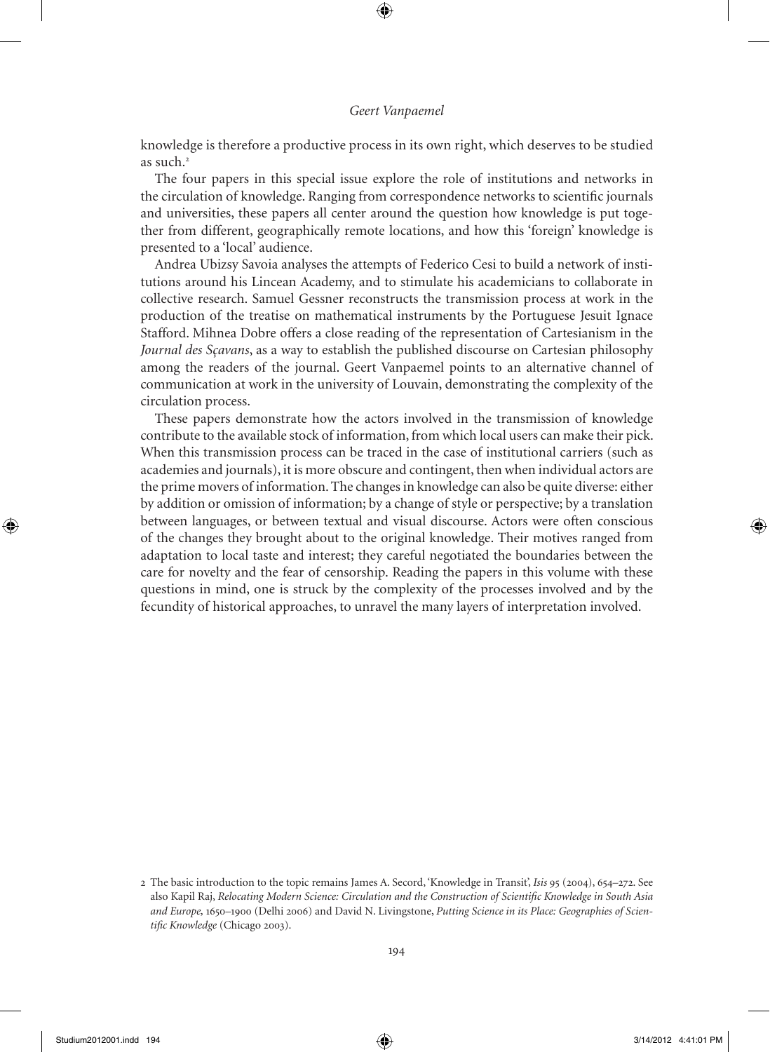knowledge is therefore a productive process in its own right, which deserves to be studied as such.[2]

The four papers in this special issue explore the role of institutions and networks in the circulation of knowledge. Ranging from correspondence networks to scientific journals and universities, these papers all center around the question how knowledge is put together from different, geographically remote locations, and how this 'foreign' knowledge is presented to a 'local' audience.

Andrea Ubizsy Savoia analyses the attempts of Federico Cesi to build a network of institutions around his Lincean Academy, and to stimulate his academicians to collaborate in collective research. Samuel Gessner reconstructs the transmission process at work in the production of the treatise on mathematical instruments by the Portuguese Jesuit Ignace Stafford. Mihnea Dobre offers a close reading of the representation of Cartesianism in the *Journal des Sçavans*, as a way to establish the published discourse on Cartesian philosophy among the readers of the journal. Geert Vanpaemel points to an alternative channel of communication at work in the university of Louvain, demonstrating the complexity of the circulation process.

These papers demonstrate how the actors involved in the transmission of knowledge contribute to the available stock of information, from which local users can make their pick. When this transmission process can be traced in the case of institutional carriers (such as academies and journals), it is more obscure and contingent, then when individual actors are the prime movers of information. The changes in knowledge can also be quite diverse: either by addition or omission of information; by a change of style or perspective; by a translation between languages, or between textual and visual discourse. Actors were often conscious of the changes they brought about to the original knowledge. Their motives ranged from adaptation to local taste and interest; they careful negotiated the boundaries between the care for novelty and the fear of censorship. Reading the papers in this volume with these questions in mind, one is struck by the complexity of the processes involved and by the fecundity of historical approaches, to unravel the many layers of interpretation involved.

2 The basic introduction to the topic remains James A. Secord, 'Knowledge in Transit', *Isis* 95 (2004), 654–272. See also Kapil Raj, *Relocating Modern Science: Circulation and the Construction of Scientific Knowledge in South Asia and Europe, 1650–1900* (Delhi 2006) and David N. Livingstone, *Putting Science in its Place: Geographies of Scientific Knowledge* (Chicago 2003).